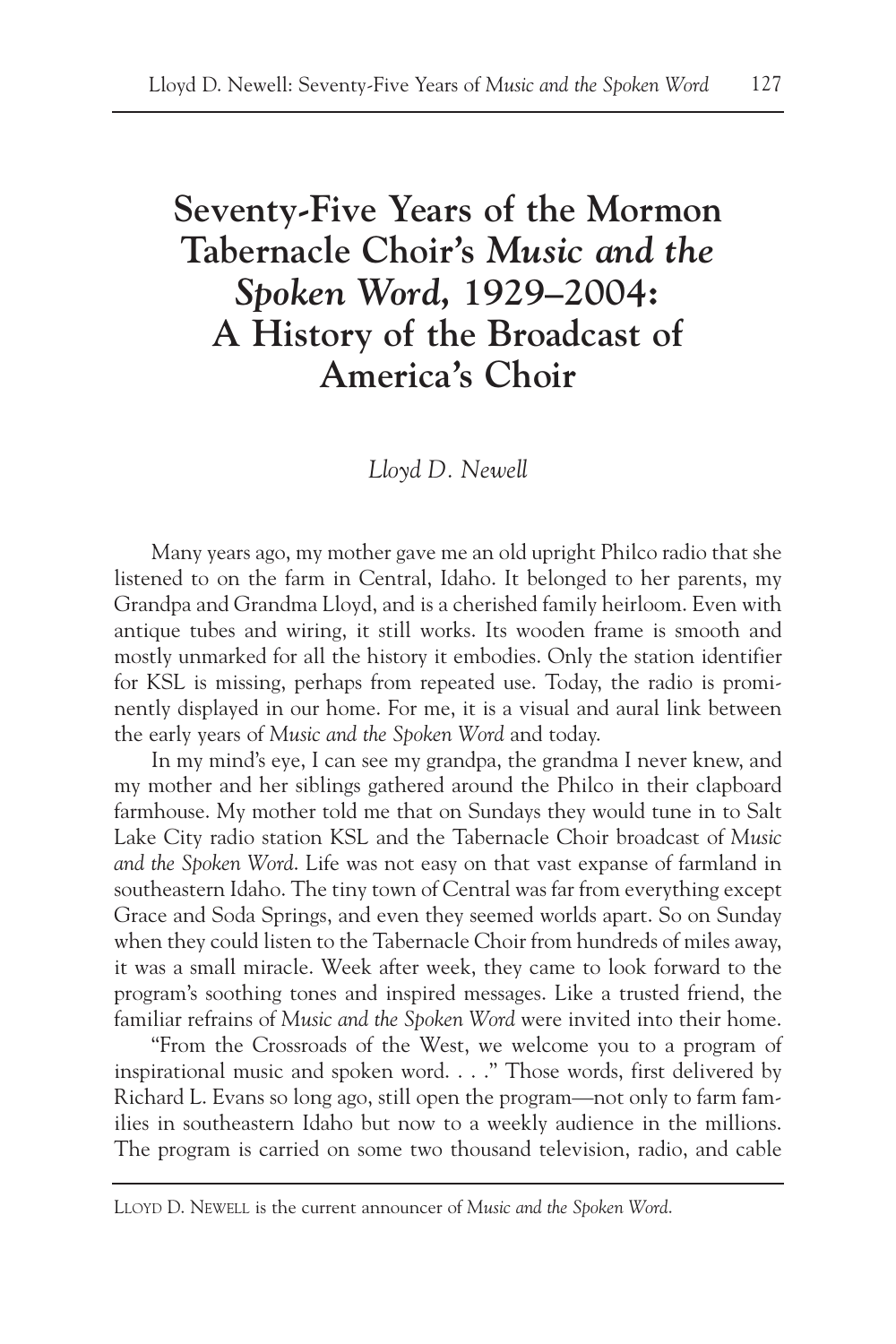# Seventy-Five Years of the Mormon Tabernacle Choir's *Music and the Spoken Word,* 1929–2004: A History of the Broadcast of America's Choir

*Lloyd D. Newell*

Many years ago, my mother gave me an old upright Philco radio that she listened to on the farm in Central, Idaho. It belonged to her parents, my Grandpa and Grandma Lloyd, and is a cherished family heirloom. Even with antique tubes and wiring, it still works. Its wooden frame is smooth and mostly unmarked for all the history it embodies. Only the station identifier for KSL is missing, perhaps from repeated use. Today, the radio is prominently displayed in our home. For me, it is a visual and aural link between the early years of *Music and the Spoken Word* and today.

In my mind's eye, I can see my grandpa, the grandma I never knew, and my mother and her siblings gathered around the Philco in their clapboard farmhouse. My mother told me that on Sundays they would tune in to Salt Lake City radio station KSL and the Tabernacle Choir broadcast of *Music and the Spoken Word*. Life was not easy on that vast expanse of farmland in southeastern Idaho. The tiny town of Central was far from everything except Grace and Soda Springs, and even they seemed worlds apart. So on Sunday when they could listen to the Tabernacle Choir from hundreds of miles away, it was a small miracle. Week after week, they came to look forward to the program's soothing tones and inspired messages. Like a trusted friend, the familiar refrains of *Music and the Spoken Word* were invited into their home.

"From the Crossroads of the West, we welcome you to a program of inspirational music and spoken word. . . ." Those words, first delivered by Richard L. Evans so long ago, still open the program—not only to farm families in southeastern Idaho but now to a weekly audience in the millions. The program is carried on some two thousand television, radio, and cable

---

Lloyd D. Newell is the current announcer of *Music and the Spoken Word*.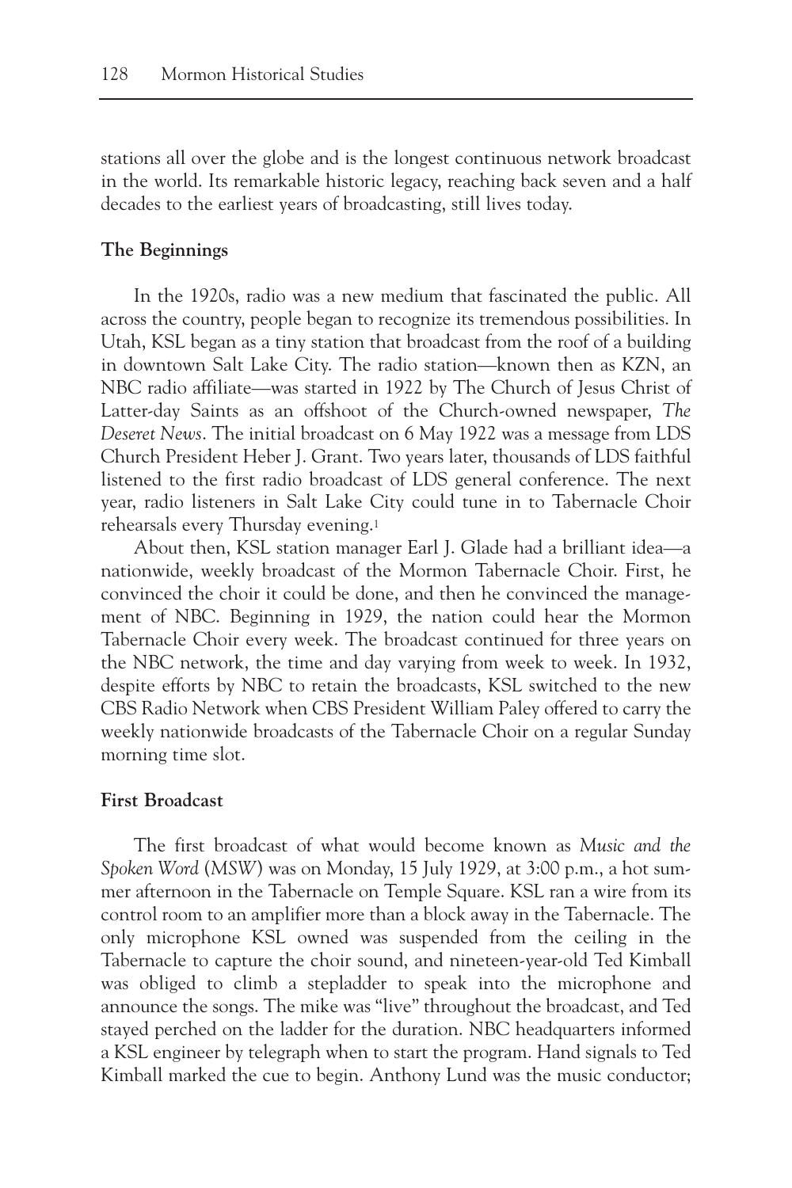stations all over the globe and is the longest continuous network broadcast in the world. Its remarkable historic legacy, reaching back seven and a half decades to the earliest years of broadcasting, still lives today.

**The Beginnings**

In the 1920s, radio was a new medium that fascinated the public. All across the country, people began to recognize its tremendous possibilities. In Utah, KSL began as a tiny station that broadcast from the roof of a building in downtown Salt Lake City. The radio station—known then as KZN, an NBC radio affiliate—was started in 1922 by The Church of Jesus Christ of Latter-day Saints as an offshoot of the Church-owned newspaper, *The Deseret News*. The initial broadcast on 6 May 1922 was a message from LDS Church President Heber J. Grant. Two years later, thousands of LDS faithful listened to the first radio broadcast of LDS general conference. The next year, radio listeners in Salt Lake City could tune in to Tabernacle Choir rehearsals every Thursday evening.[1]

About then, KSL station manager Earl J. Glade had a brilliant idea—a nationwide, weekly broadcast of the Mormon Tabernacle Choir. First, he convinced the choir it could be done, and then he convinced the management of NBC. Beginning in 1929, the nation could hear the Mormon Tabernacle Choir every week. The broadcast continued for three years on the NBC network, the time and day varying from week to week. In 1932, despite efforts by NBC to retain the broadcasts, KSL switched to the new CBS Radio Network when CBS President William Paley offered to carry the weekly nationwide broadcasts of the Tabernacle Choir on a regular Sunday morning time slot.

**First Broadcast**

The first broadcast of what would become known as *Music and the Spoken Word* (*MSW*) was on Monday, 15 July 1929, at 3:00 p.m., a hot summer afternoon in the Tabernacle on Temple Square. KSL ran a wire from its control room to an amplifier more than a block away in the Tabernacle. The only microphone KSL owned was suspended from the ceiling in the Tabernacle to capture the choir sound, and nineteen-year-old Ted Kimball was obliged to climb a stepladder to speak into the microphone and announce the songs. The mike was "live" throughout the broadcast, and Ted stayed perched on the ladder for the duration. NBC headquarters informed a KSL engineer by telegraph when to start the program. Hand signals to Ted Kimball marked the cue to begin. Anthony Lund was the music conductor;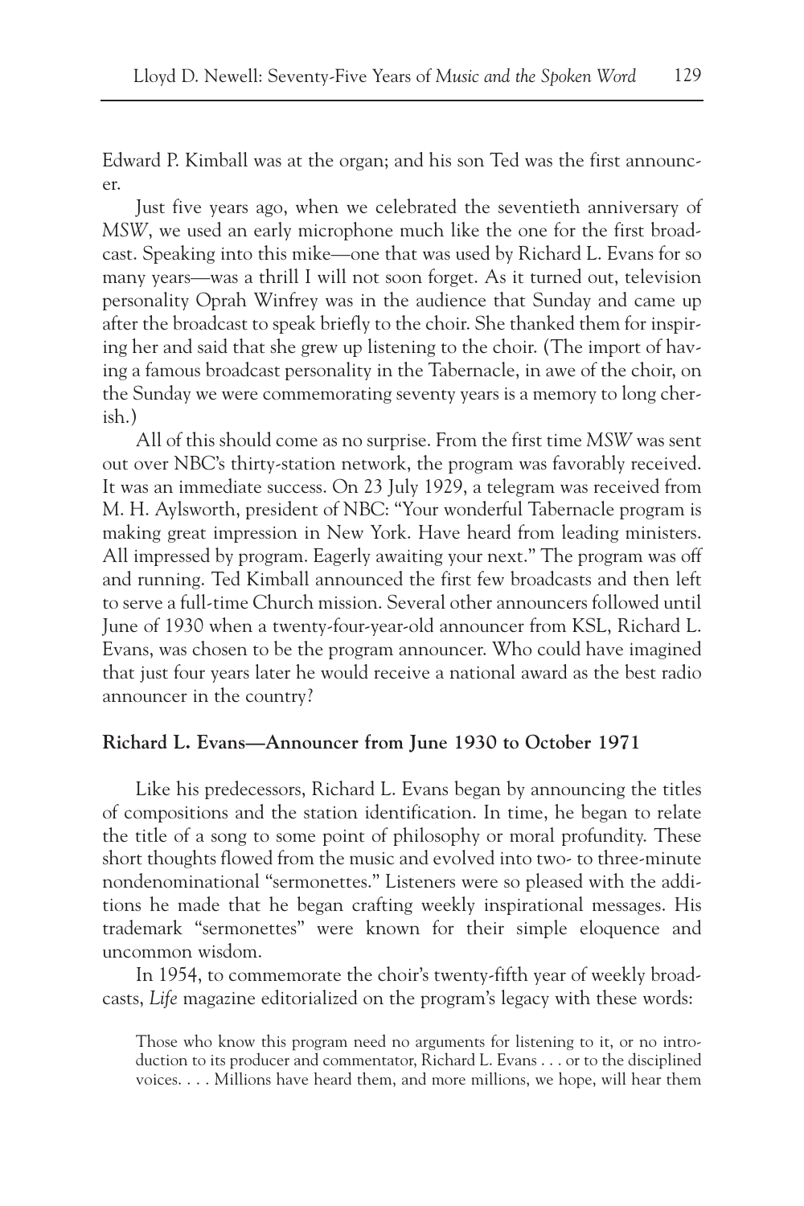Edward P. Kimball was at the organ; and his son Ted was the first announcer.

Just five years ago, when we celebrated the seventieth anniversary of *MSW*, we used an early microphone much like the one for the first broadcast. Speaking into this mike—one that was used by Richard L. Evans for so many years—was a thrill I will not soon forget. As it turned out, television personality Oprah Winfrey was in the audience that Sunday and came up after the broadcast to speak briefly to the choir. She thanked them for inspiring her and said that she grew up listening to the choir. (The import of having a famous broadcast personality in the Tabernacle, in awe of the choir, on the Sunday we were commemorating seventy years is a memory to long cherish.)

All of this should come as no surprise. From the first time *MSW* was sent out over NBC's thirty-station network, the program was favorably received. It was an immediate success. On 23 July 1929, a telegram was received from M. H. Aylsworth, president of NBC: "Your wonderful Tabernacle program is making great impression in New York. Have heard from leading ministers. All impressed by program. Eagerly awaiting your next." The program was off and running. Ted Kimball announced the first few broadcasts and then left to serve a full-time Church mission. Several other announcers followed until June of 1930 when a twenty-four-year-old announcer from KSL, Richard L. Evans, was chosen to be the program announcer. Who could have imagined that just four years later he would receive a national award as the best radio announcer in the country?

### Richard L. Evans—Announcer from June 1930 to October 1971

Like his predecessors, Richard L. Evans began by announcing the titles of compositions and the station identification. In time, he began to relate the title of a song to some point of philosophy or moral profundity. These short thoughts flowed from the music and evolved into two- to three-minute nondenominational "sermonettes." Listeners were so pleased with the additions he made that he began crafting weekly inspirational messages. His trademark "sermonettes" were known for their simple eloquence and uncommon wisdom.

In 1954, to commemorate the choir's twenty-fifth year of weekly broadcasts, *Life* magazine editorialized on the program's legacy with these words:

> Those who know this program need no arguments for listening to it, or no introduction to its producer and commentator, Richard L. Evans . . . or to the disciplined voices. . . . Millions have heard them, and more millions, we hope, will hear them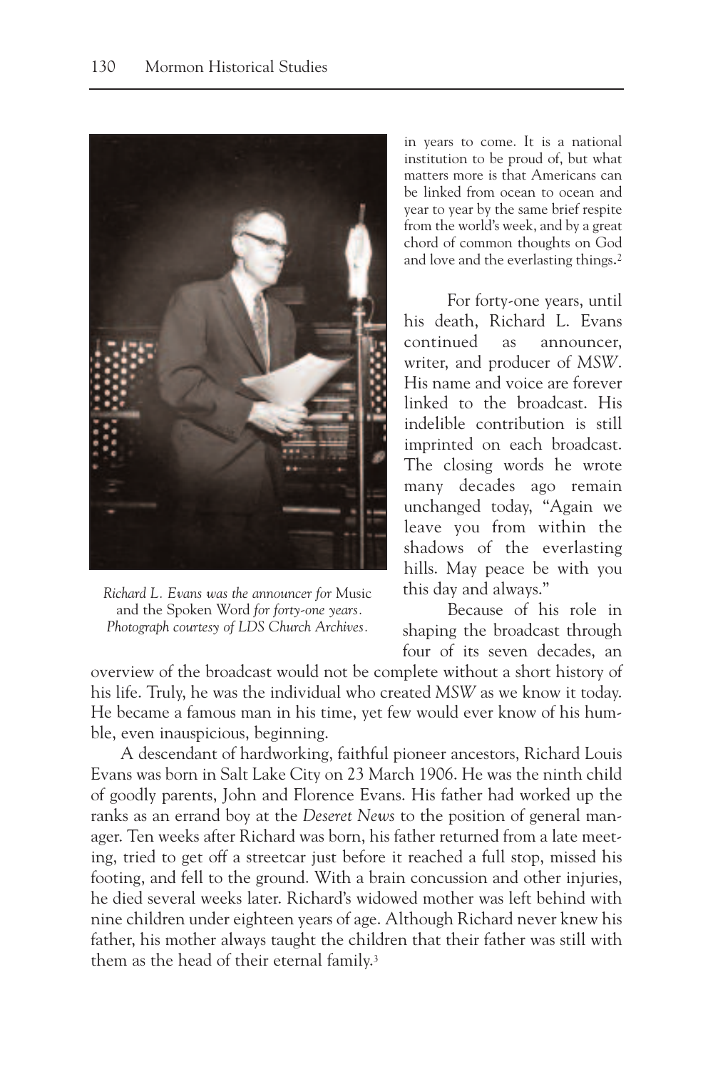in years to come. It is a national institution to be proud of, but what matters more is that Americans can be linked from ocean to ocean and year to year by the same brief respite from the world's week, and by a great chord of common thoughts on God and love and the everlasting things.[2]

*Richard L. Evans was the announcer for* Music and the Spoken Word *for forty-one years. Photograph courtesy of LDS Church Archives.*

For forty-one years, until his death, Richard L. Evans continued as announcer, writer, and producer of *MSW*. His name and voice are forever linked to the broadcast. His indelible contribution is still imprinted on each broadcast. The closing words he wrote many decades ago remain unchanged today, "Again we leave you from within the shadows of the everlasting hills. May peace be with you this day and always."

Because of his role in shaping the broadcast through four of its seven decades, an overview of the broadcast would not be complete without a short history of his life. Truly, he was the individual who created *MSW* as we know it today. He became a famous man in his time, yet few would ever know of his humble, even inauspicious, beginning.

A descendant of hardworking, faithful pioneer ancestors, Richard Louis Evans was born in Salt Lake City on 23 March 1906. He was the ninth child of goodly parents, John and Florence Evans. His father had worked up the ranks as an errand boy at the *Deseret News* to the position of general manager. Ten weeks after Richard was born, his father returned from a late meeting, tried to get off a streetcar just before it reached a full stop, missed his footing, and fell to the ground. With a brain concussion and other injuries, he died several weeks later. Richard's widowed mother was left behind with nine children under eighteen years of age. Although Richard never knew his father, his mother always taught the children that their father was still with them as the head of their eternal family.[3]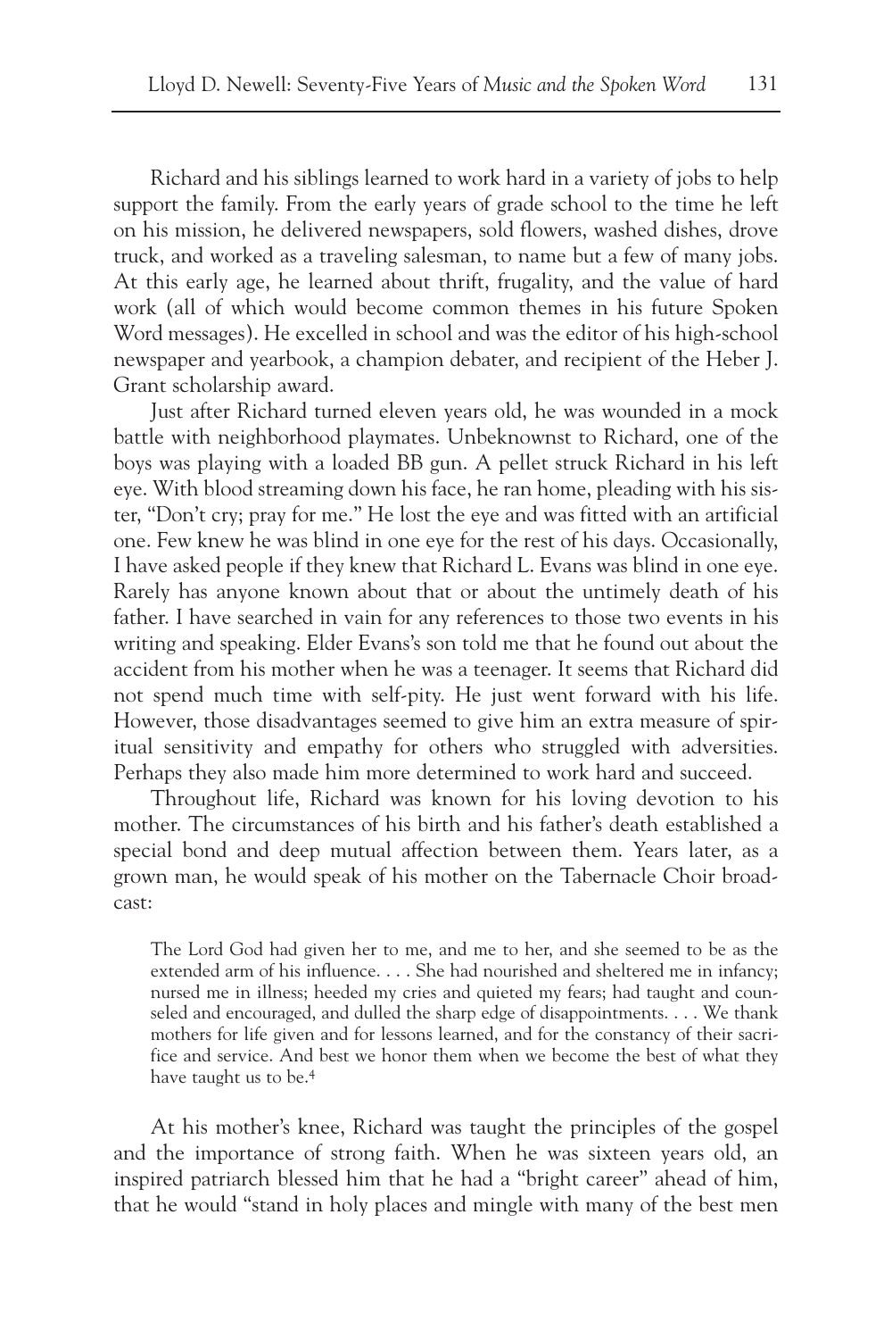Richard and his siblings learned to work hard in a variety of jobs to help support the family. From the early years of grade school to the time he left on his mission, he delivered newspapers, sold flowers, washed dishes, drove truck, and worked as a traveling salesman, to name but a few of many jobs. At this early age, he learned about thrift, frugality, and the value of hard work (all of which would become common themes in his future Spoken Word messages). He excelled in school and was the editor of his high-school newspaper and yearbook, a champion debater, and recipient of the Heber J. Grant scholarship award.

Just after Richard turned eleven years old, he was wounded in a mock battle with neighborhood playmates. Unbeknownst to Richard, one of the boys was playing with a loaded BB gun. A pellet struck Richard in his left eye. With blood streaming down his face, he ran home, pleading with his sister, "Don't cry; pray for me." He lost the eye and was fitted with an artificial one. Few knew he was blind in one eye for the rest of his days. Occasionally, I have asked people if they knew that Richard L. Evans was blind in one eye. Rarely has anyone known about that or about the untimely death of his father. I have searched in vain for any references to those two events in his writing and speaking. Elder Evans's son told me that he found out about the accident from his mother when he was a teenager. It seems that Richard did not spend much time with self-pity. He just went forward with his life. However, those disadvantages seemed to give him an extra measure of spiritual sensitivity and empathy for others who struggled with adversities. Perhaps they also made him more determined to work hard and succeed.

Throughout life, Richard was known for his loving devotion to his mother. The circumstances of his birth and his father's death established a special bond and deep mutual affection between them. Years later, as a grown man, he would speak of his mother on the Tabernacle Choir broadcast:

> The Lord God had given her to me, and me to her, and she seemed to be as the extended arm of his influence. . . . She had nourished and sheltered me in infancy; nursed me in illness; heeded my cries and quieted my fears; had taught and counseled and encouraged, and dulled the sharp edge of disappointments. . . . We thank mothers for life given and for lessons learned, and for the constancy of their sacrifice and service. And best we honor them when we become the best of what they have taught us to be.[4]

At his mother's knee, Richard was taught the principles of the gospel and the importance of strong faith. When he was sixteen years old, an inspired patriarch blessed him that he had a "bright career" ahead of him, that he would "stand in holy places and mingle with many of the best men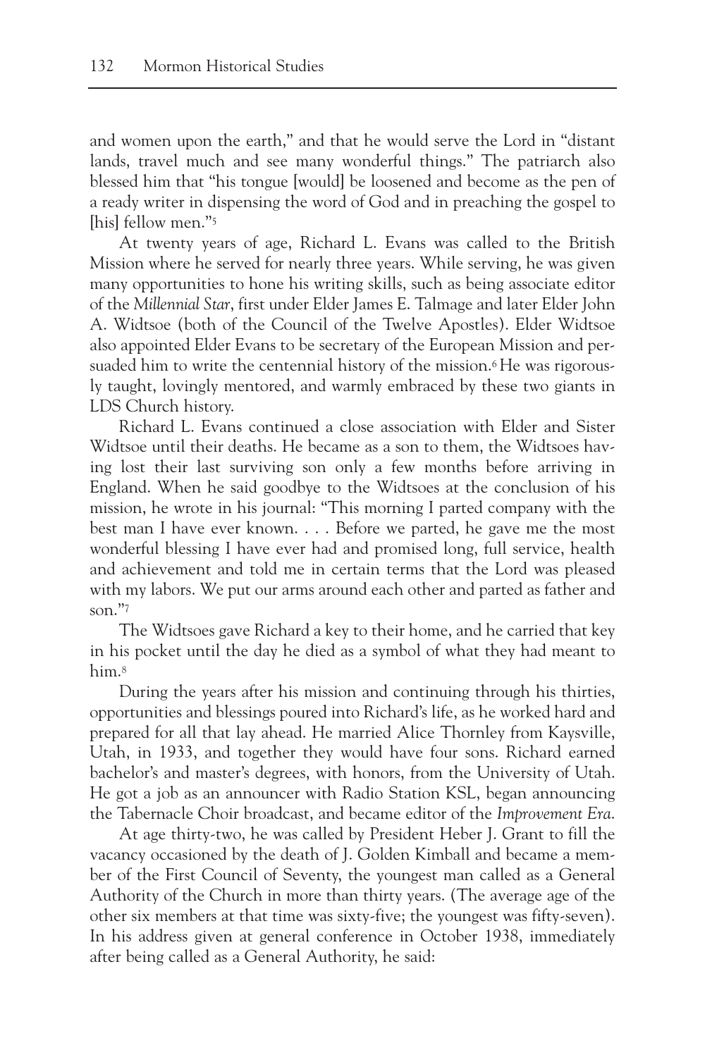and women upon the earth," and that he would serve the Lord in "distant lands, travel much and see many wonderful things." The patriarch also blessed him that "his tongue [would] be loosened and become as the pen of a ready writer in dispensing the word of God and in preaching the gospel to [his] fellow men."[5]

At twenty years of age, Richard L. Evans was called to the British Mission where he served for nearly three years. While serving, he was given many opportunities to hone his writing skills, such as being associate editor of the *Millennial Star*, first under Elder James E. Talmage and later Elder John A. Widtsoe (both of the Council of the Twelve Apostles). Elder Widtsoe also appointed Elder Evans to be secretary of the European Mission and persuaded him to write the centennial history of the mission.[6] He was rigorously taught, lovingly mentored, and warmly embraced by these two giants in LDS Church history.

Richard L. Evans continued a close association with Elder and Sister Widtsoe until their deaths. He became as a son to them, the Widtsoes having lost their last surviving son only a few months before arriving in England. When he said goodbye to the Widtsoes at the conclusion of his mission, he wrote in his journal: "This morning I parted company with the best man I have ever known. . . . Before we parted, he gave me the most wonderful blessing I have ever had and promised long, full service, health and achievement and told me in certain terms that the Lord was pleased with my labors. We put our arms around each other and parted as father and son."[7]

The Widtsoes gave Richard a key to their home, and he carried that key in his pocket until the day he died as a symbol of what they had meant to him.[8]

During the years after his mission and continuing through his thirties, opportunities and blessings poured into Richard's life, as he worked hard and prepared for all that lay ahead. He married Alice Thornley from Kaysville, Utah, in 1933, and together they would have four sons. Richard earned bachelor's and master's degrees, with honors, from the University of Utah. He got a job as an announcer with Radio Station KSL, began announcing the Tabernacle Choir broadcast, and became editor of the *Improvement Era*.

At age thirty-two, he was called by President Heber J. Grant to fill the vacancy occasioned by the death of J. Golden Kimball and became a member of the First Council of Seventy, the youngest man called as a General Authority of the Church in more than thirty years. (The average age of the other six members at that time was sixty-five; the youngest was fifty-seven). In his address given at general conference in October 1938, immediately after being called as a General Authority, he said: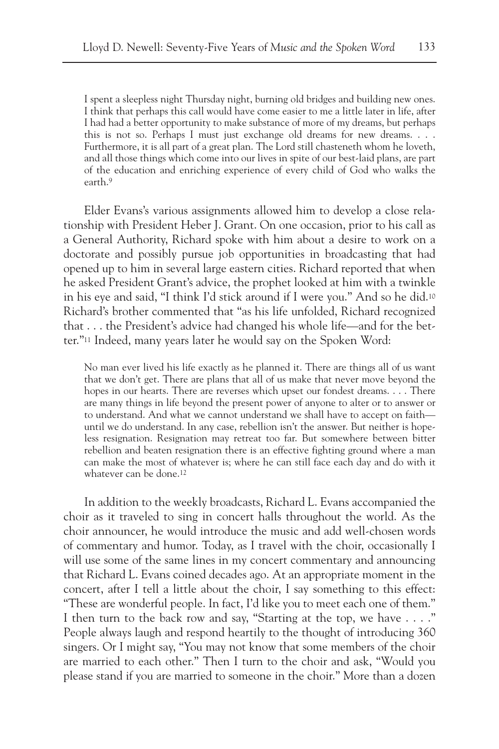> I spent a sleepless night Thursday night, burning old bridges and building new ones. I think that perhaps this call would have come easier to me a little later in life, after I had had a better opportunity to make substance of more of my dreams, but perhaps this is not so. Perhaps I must just exchange old dreams for new dreams. . . . Furthermore, it is all part of a great plan. The Lord still chasteneth whom he loveth, and all those things which come into our lives in spite of our best-laid plans, are part of the education and enriching experience of every child of God who walks the earth.[9]

Elder Evans's various assignments allowed him to develop a close relationship with President Heber J. Grant. On one occasion, prior to his call as a General Authority, Richard spoke with him about a desire to work on a doctorate and possibly pursue job opportunities in broadcasting that had opened up to him in several large eastern cities. Richard reported that when he asked President Grant's advice, the prophet looked at him with a twinkle in his eye and said, "I think I'd stick around if I were you." And so he did.[10] Richard's brother commented that "as his life unfolded, Richard recognized that . . . the President's advice had changed his whole life—and for the better."[11] Indeed, many years later he would say on the Spoken Word:

> No man ever lived his life exactly as he planned it. There are things all of us want that we don't get. There are plans that all of us make that never move beyond the hopes in our hearts. There are reverses which upset our fondest dreams. . . . There are many things in life beyond the present power of anyone to alter or to answer or to understand. And what we cannot understand we shall have to accept on faith—until we do understand. In any case, rebellion isn't the answer. But neither is hopeless resignation. Resignation may retreat too far. But somewhere between bitter rebellion and beaten resignation there is an effective fighting ground where a man can make the most of whatever is; where he can still face each day and do with it whatever can be done.[12]

In addition to the weekly broadcasts, Richard L. Evans accompanied the choir as it traveled to sing in concert halls throughout the world. As the choir announcer, he would introduce the music and add well-chosen words of commentary and humor. Today, as I travel with the choir, occasionally I will use some of the same lines in my concert commentary and announcing that Richard L. Evans coined decades ago. At an appropriate moment in the concert, after I tell a little about the choir, I say something to this effect: "These are wonderful people. In fact, I'd like you to meet each one of them." I then turn to the back row and say, "Starting at the top, we have . . . ." People always laugh and respond heartily to the thought of introducing 360 singers. Or I might say, "You may not know that some members of the choir are married to each other." Then I turn to the choir and ask, "Would you please stand if you are married to someone in the choir." More than a dozen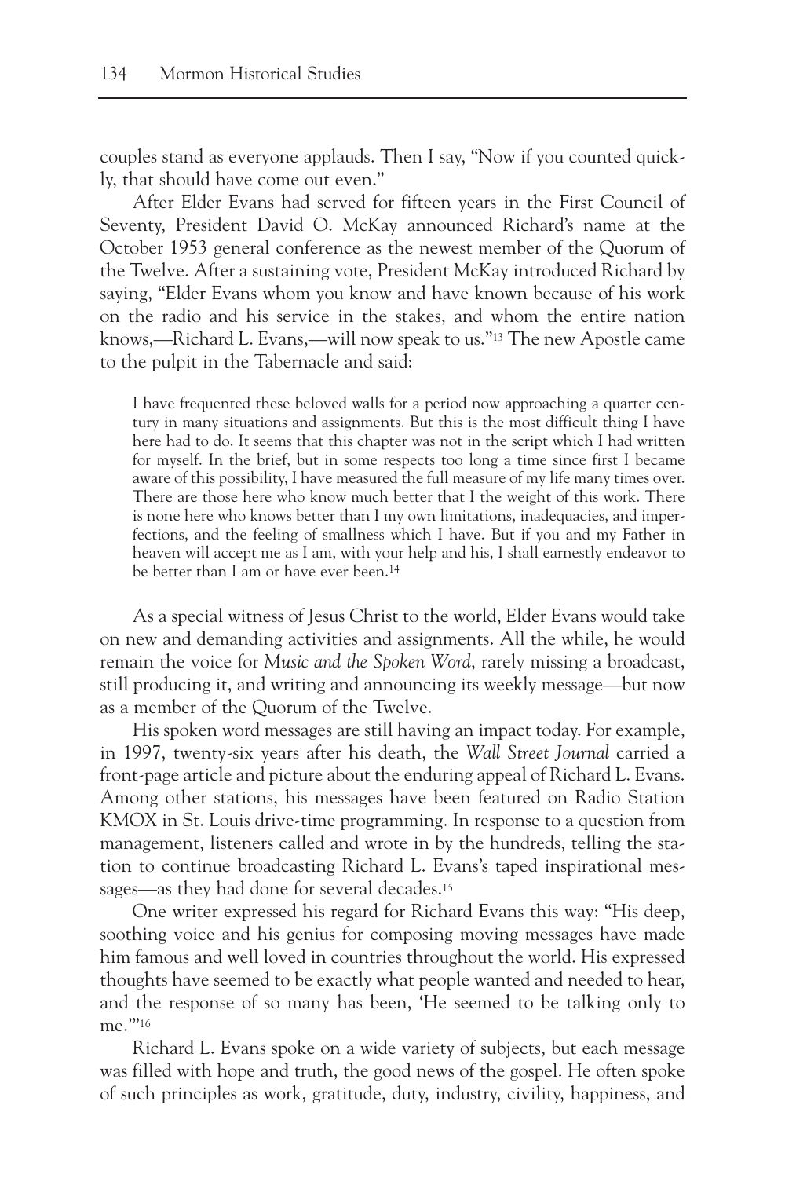couples stand as everyone applauds. Then I say, "Now if you counted quickly, that should have come out even."

After Elder Evans had served for fifteen years in the First Council of Seventy, President David O. McKay announced Richard's name at the October 1953 general conference as the newest member of the Quorum of the Twelve. After a sustaining vote, President McKay introduced Richard by saying, "Elder Evans whom you know and have known because of his work on the radio and his service in the stakes, and whom the entire nation knows,—Richard L. Evans,—will now speak to us."[13] The new Apostle came to the pulpit in the Tabernacle and said:

> I have frequented these beloved walls for a period now approaching a quarter century in many situations and assignments. But this is the most difficult thing I have here had to do. It seems that this chapter was not in the script which I had written for myself. In the brief, but in some respects too long a time since first I became aware of this possibility, I have measured the full measure of my life many times over. There are those here who know much better that I the weight of this work. There is none here who knows better than I my own limitations, inadequacies, and imperfections, and the feeling of smallness which I have. But if you and my Father in heaven will accept me as I am, with your help and his, I shall earnestly endeavor to be better than I am or have ever been.[14]

As a special witness of Jesus Christ to the world, Elder Evans would take on new and demanding activities and assignments. All the while, he would remain the voice for *Music and the Spoken Word*, rarely missing a broadcast, still producing it, and writing and announcing its weekly message—but now as a member of the Quorum of the Twelve.

His spoken word messages are still having an impact today. For example, in 1997, twenty-six years after his death, the *Wall Street Journal* carried a front-page article and picture about the enduring appeal of Richard L. Evans. Among other stations, his messages have been featured on Radio Station KMOX in St. Louis drive-time programming. In response to a question from management, listeners called and wrote in by the hundreds, telling the station to continue broadcasting Richard L. Evans's taped inspirational messages—as they had done for several decades.[15]

One writer expressed his regard for Richard Evans this way: "His deep, soothing voice and his genius for composing moving messages have made him famous and well loved in countries throughout the world. His expressed thoughts have seemed to be exactly what people wanted and needed to hear, and the response of so many has been, 'He seemed to be talking only to me.'"[16]

Richard L. Evans spoke on a wide variety of subjects, but each message was filled with hope and truth, the good news of the gospel. He often spoke of such principles as work, gratitude, duty, industry, civility, happiness, and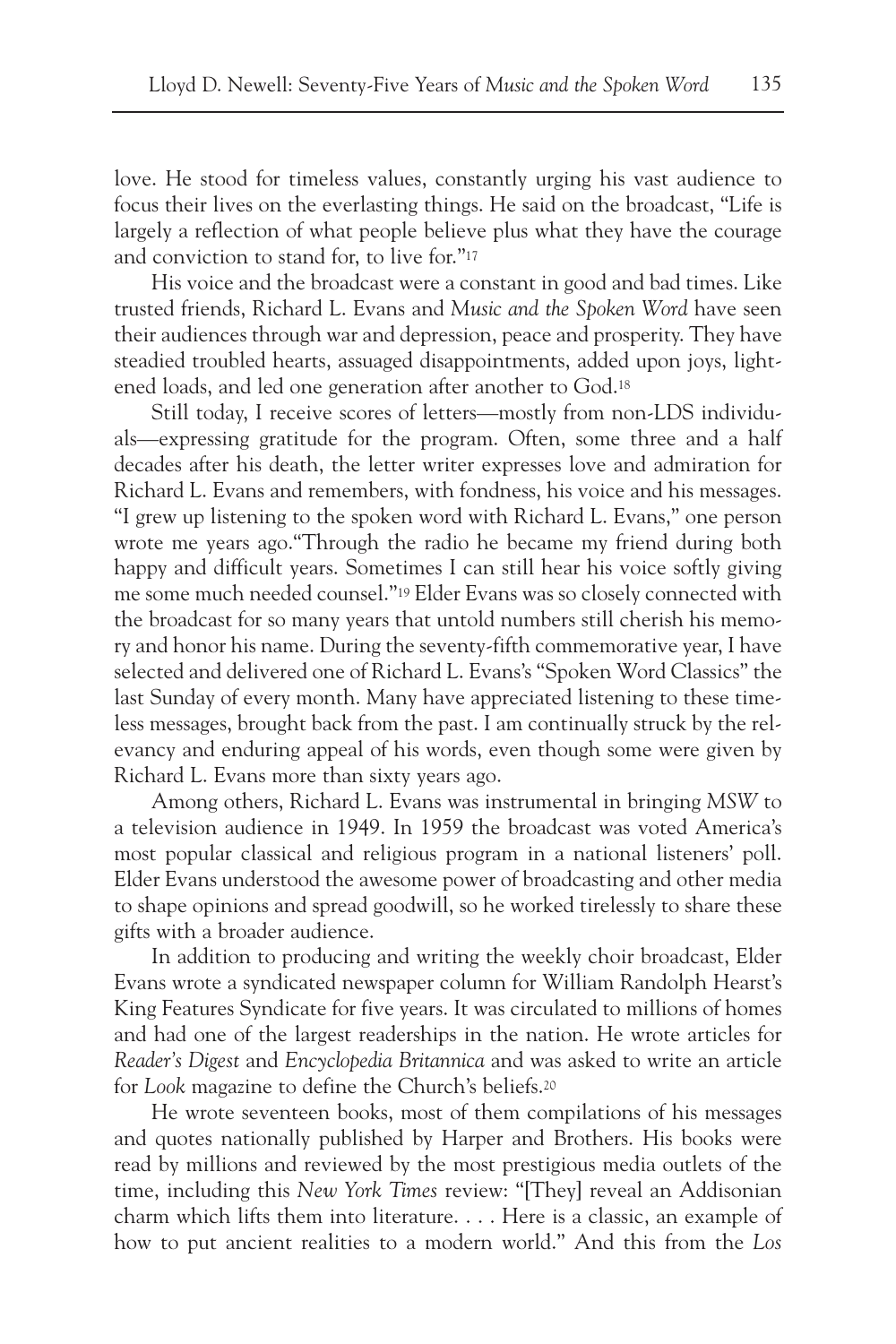love. He stood for timeless values, constantly urging his vast audience to focus their lives on the everlasting things. He said on the broadcast, "Life is largely a reflection of what people believe plus what they have the courage and conviction to stand for, to live for."[17]

His voice and the broadcast were a constant in good and bad times. Like trusted friends, Richard L. Evans and *Music and the Spoken Word* have seen their audiences through war and depression, peace and prosperity. They have steadied troubled hearts, assuaged disappointments, added upon joys, lightened loads, and led one generation after another to God.[18]

Still today, I receive scores of letters—mostly from non-LDS individuals—expressing gratitude for the program. Often, some three and a half decades after his death, the letter writer expresses love and admiration for Richard L. Evans and remembers, with fondness, his voice and his messages. "I grew up listening to the spoken word with Richard L. Evans," one person wrote me years ago."Through the radio he became my friend during both happy and difficult years. Sometimes I can still hear his voice softly giving me some much needed counsel."[19] Elder Evans was so closely connected with the broadcast for so many years that untold numbers still cherish his memory and honor his name. During the seventy-fifth commemorative year, I have selected and delivered one of Richard L. Evans's "Spoken Word Classics" the last Sunday of every month. Many have appreciated listening to these timeless messages, brought back from the past. I am continually struck by the relevancy and enduring appeal of his words, even though some were given by Richard L. Evans more than sixty years ago.

Among others, Richard L. Evans was instrumental in bringing *MSW* to a television audience in 1949. In 1959 the broadcast was voted America's most popular classical and religious program in a national listeners' poll. Elder Evans understood the awesome power of broadcasting and other media to shape opinions and spread goodwill, so he worked tirelessly to share these gifts with a broader audience.

In addition to producing and writing the weekly choir broadcast, Elder Evans wrote a syndicated newspaper column for William Randolph Hearst's King Features Syndicate for five years. It was circulated to millions of homes and had one of the largest readerships in the nation. He wrote articles for *Reader's Digest* and *Encyclopedia Britannica* and was asked to write an article for *Look* magazine to define the Church's beliefs.[20]

He wrote seventeen books, most of them compilations of his messages and quotes nationally published by Harper and Brothers. His books were read by millions and reviewed by the most prestigious media outlets of the time, including this *New York Times* review: "[They] reveal an Addisonian charm which lifts them into literature. . . . Here is a classic, an example of how to put ancient realities to a modern world." And this from the *Los*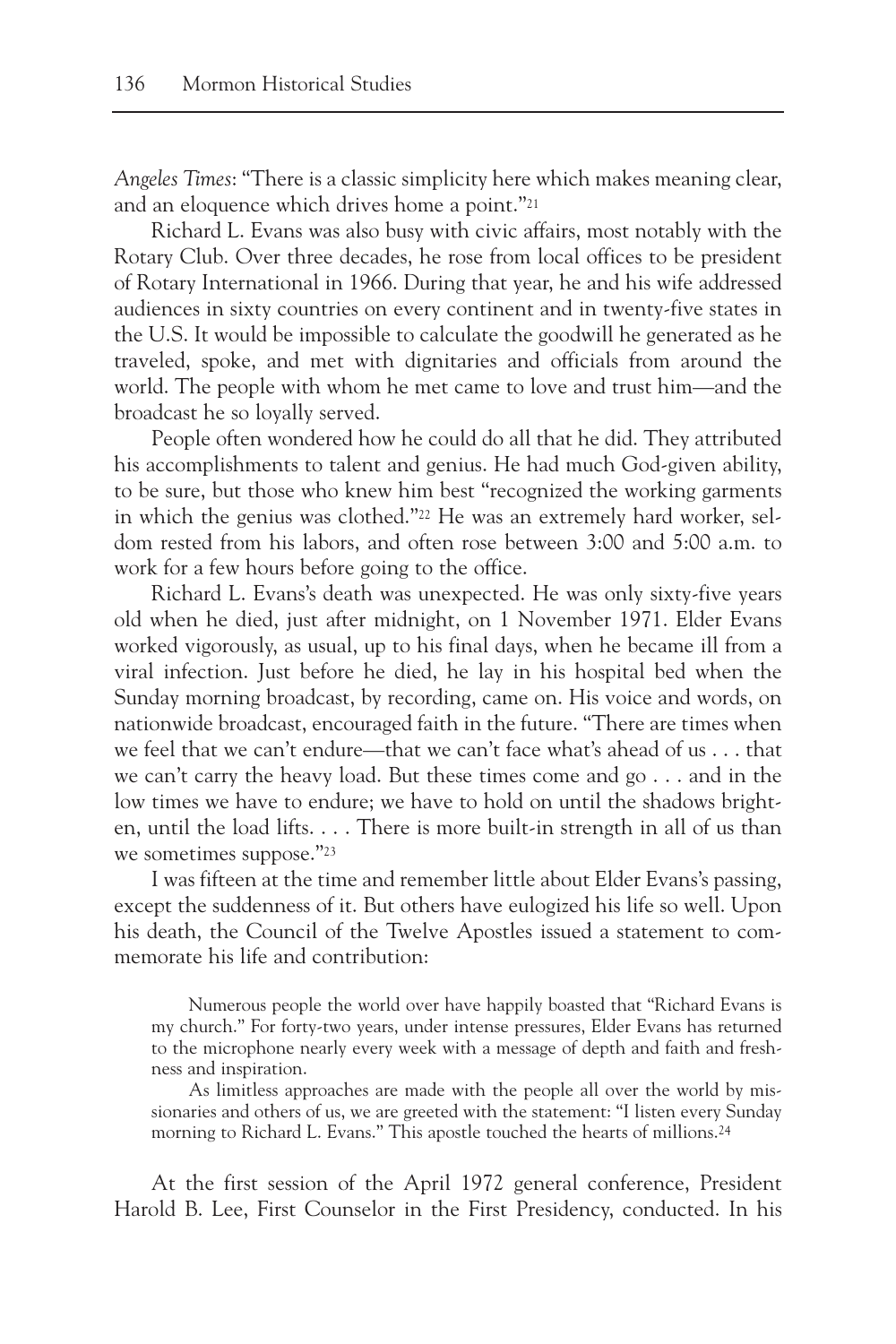*Angeles Times*: "There is a classic simplicity here which makes meaning clear, and an eloquence which drives home a point."[21]

Richard L. Evans was also busy with civic affairs, most notably with the Rotary Club. Over three decades, he rose from local offices to be president of Rotary International in 1966. During that year, he and his wife addressed audiences in sixty countries on every continent and in twenty-five states in the U.S. It would be impossible to calculate the goodwill he generated as he traveled, spoke, and met with dignitaries and officials from around the world. The people with whom he met came to love and trust him—and the broadcast he so loyally served.

People often wondered how he could do all that he did. They attributed his accomplishments to talent and genius. He had much God-given ability, to be sure, but those who knew him best "recognized the working garments in which the genius was clothed."[22] He was an extremely hard worker, seldom rested from his labors, and often rose between 3:00 and 5:00 a.m. to work for a few hours before going to the office.

Richard L. Evans's death was unexpected. He was only sixty-five years old when he died, just after midnight, on 1 November 1971. Elder Evans worked vigorously, as usual, up to his final days, when he became ill from a viral infection. Just before he died, he lay in his hospital bed when the Sunday morning broadcast, by recording, came on. His voice and words, on nationwide broadcast, encouraged faith in the future. "There are times when we feel that we can't endure—that we can't face what's ahead of us . . . that we can't carry the heavy load. But these times come and go . . . and in the low times we have to endure; we have to hold on until the shadows brighten, until the load lifts. . . . There is more built-in strength in all of us than we sometimes suppose."[23]

I was fifteen at the time and remember little about Elder Evans's passing, except the suddenness of it. But others have eulogized his life so well. Upon his death, the Council of the Twelve Apostles issued a statement to commemorate his life and contribution:

> Numerous people the world over have happily boasted that "Richard Evans is my church." For forty-two years, under intense pressures, Elder Evans has returned to the microphone nearly every week with a message of depth and faith and freshness and inspiration.
>
> As limitless approaches are made with the people all over the world by missionaries and others of us, we are greeted with the statement: "I listen every Sunday morning to Richard L. Evans." This apostle touched the hearts of millions.[24]

At the first session of the April 1972 general conference, President Harold B. Lee, First Counselor in the First Presidency, conducted. In his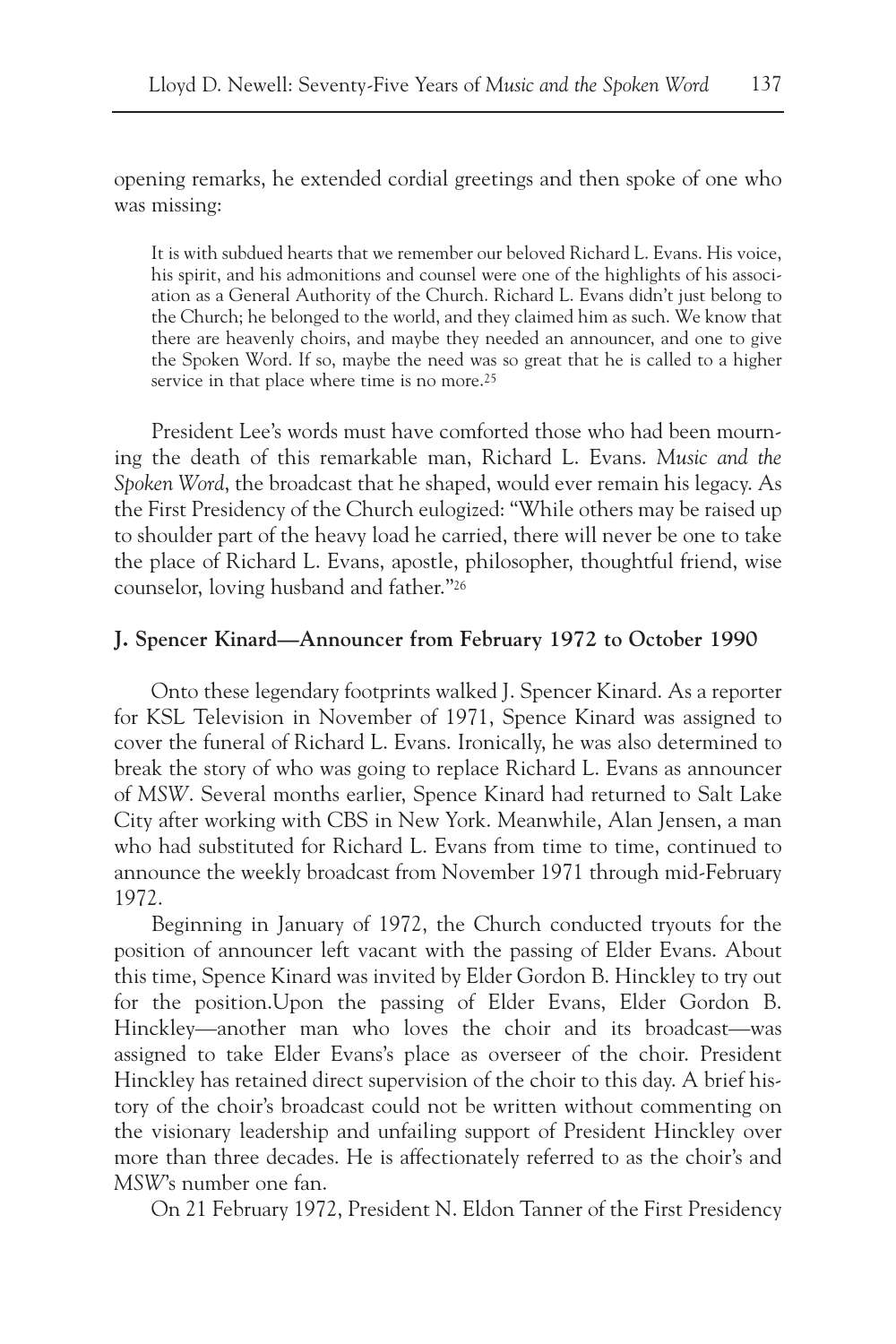opening remarks, he extended cordial greetings and then spoke of one who was missing:

> It is with subdued hearts that we remember our beloved Richard L. Evans. His voice, his spirit, and his admonitions and counsel were one of the highlights of his association as a General Authority of the Church. Richard L. Evans didn't just belong to the Church; he belonged to the world, and they claimed him as such. We know that there are heavenly choirs, and maybe they needed an announcer, and one to give the Spoken Word. If so, maybe the need was so great that he is called to a higher service in that place where time is no more.[25]

President Lee's words must have comforted those who had been mourning the death of this remarkable man, Richard L. Evans. *Music and the Spoken Word*, the broadcast that he shaped, would ever remain his legacy. As the First Presidency of the Church eulogized: "While others may be raised up to shoulder part of the heavy load he carried, there will never be one to take the place of Richard L. Evans, apostle, philosopher, thoughtful friend, wise counselor, loving husband and father."[26]

### J. Spencer Kinard—Announcer from February 1972 to October 1990

Onto these legendary footprints walked J. Spencer Kinard. As a reporter for KSL Television in November of 1971, Spence Kinard was assigned to cover the funeral of Richard L. Evans. Ironically, he was also determined to break the story of who was going to replace Richard L. Evans as announcer of *MSW*. Several months earlier, Spence Kinard had returned to Salt Lake City after working with CBS in New York. Meanwhile, Alan Jensen, a man who had substituted for Richard L. Evans from time to time, continued to announce the weekly broadcast from November 1971 through mid-February 1972.

Beginning in January of 1972, the Church conducted tryouts for the position of announcer left vacant with the passing of Elder Evans. About this time, Spence Kinard was invited by Elder Gordon B. Hinckley to try out for the position.Upon the passing of Elder Evans, Elder Gordon B. Hinckley—another man who loves the choir and its broadcast—was assigned to take Elder Evans's place as overseer of the choir. President Hinckley has retained direct supervision of the choir to this day. A brief history of the choir's broadcast could not be written without commenting on the visionary leadership and unfailing support of President Hinckley over more than three decades. He is affectionately referred to as the choir's and *MSW*'s number one fan.

On 21 February 1972, President N. Eldon Tanner of the First Presidency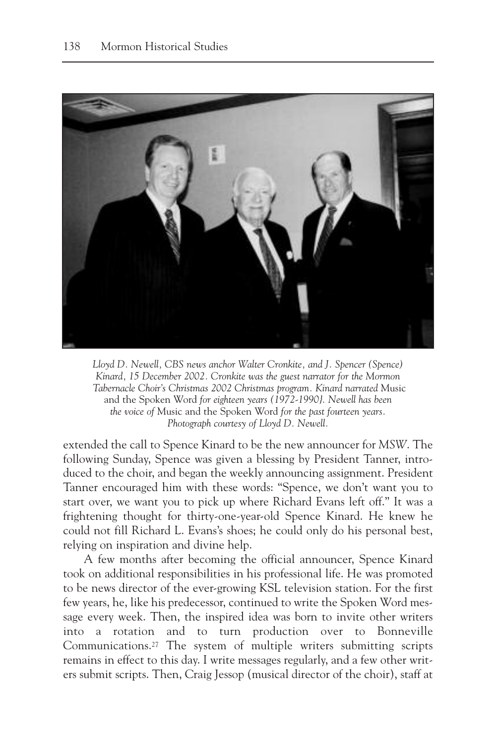*Lloyd D. Newell, CBS news anchor Walter Cronkite, and J. Spencer (Spence) Kinard, 15 December 2002. Cronkite was the guest narrator for the Mormon Tabernacle Choir's Christmas 2002 Christmas program. Kinard narrated* Music and the Spoken Word *for eighteen years (1972-1990}. Newell has been the voice of* Music and the Spoken Word *for the past fourteen years. Photograph courtesy of Lloyd D. Newell.*

extended the call to Spence Kinard to be the new announcer for *MSW*. The following Sunday, Spence was given a blessing by President Tanner, introduced to the choir, and began the weekly announcing assignment. President Tanner encouraged him with these words: "Spence, we don't want you to start over, we want you to pick up where Richard Evans left off." It was a frightening thought for thirty-one-year-old Spence Kinard. He knew he could not fill Richard L. Evans's shoes; he could only do his personal best, relying on inspiration and divine help.

A few months after becoming the official announcer, Spence Kinard took on additional responsibilities in his professional life. He was promoted to be news director of the ever-growing KSL television station. For the first few years, he, like his predecessor, continued to write the Spoken Word message every week. Then, the inspired idea was born to invite other writers into a rotation and to turn production over to Bonneville Communications.[27] The system of multiple writers submitting scripts remains in effect to this day. I write messages regularly, and a few other writers submit scripts. Then, Craig Jessop (musical director of the choir), staff at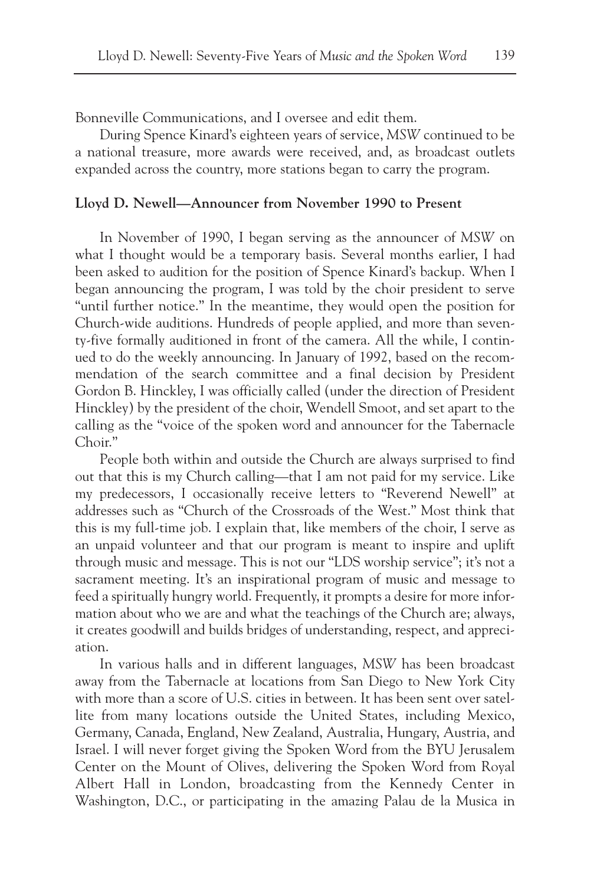Bonneville Communications, and I oversee and edit them.

During Spence Kinard's eighteen years of service, *MSW* continued to be a national treasure, more awards were received, and, as broadcast outlets expanded across the country, more stations began to carry the program.

**Lloyd D. Newell—Announcer from November 1990 to Present**

In November of 1990, I began serving as the announcer of *MSW* on what I thought would be a temporary basis. Several months earlier, I had been asked to audition for the position of Spence Kinard's backup. When I began announcing the program, I was told by the choir president to serve "until further notice." In the meantime, they would open the position for Church-wide auditions. Hundreds of people applied, and more than seventy-five formally auditioned in front of the camera. All the while, I continued to do the weekly announcing. In January of 1992, based on the recommendation of the search committee and a final decision by President Gordon B. Hinckley, I was officially called (under the direction of President Hinckley) by the president of the choir, Wendell Smoot, and set apart to the calling as the "voice of the spoken word and announcer for the Tabernacle Choir."

People both within and outside the Church are always surprised to find out that this is my Church calling—that I am not paid for my service. Like my predecessors, I occasionally receive letters to "Reverend Newell" at addresses such as "Church of the Crossroads of the West." Most think that this is my full-time job. I explain that, like members of the choir, I serve as an unpaid volunteer and that our program is meant to inspire and uplift through music and message. This is not our "LDS worship service"; it's not a sacrament meeting. It's an inspirational program of music and message to feed a spiritually hungry world. Frequently, it prompts a desire for more information about who we are and what the teachings of the Church are; always, it creates goodwill and builds bridges of understanding, respect, and appreciation.

In various halls and in different languages, *MSW* has been broadcast away from the Tabernacle at locations from San Diego to New York City with more than a score of U.S. cities in between. It has been sent over satellite from many locations outside the United States, including Mexico, Germany, Canada, England, New Zealand, Australia, Hungary, Austria, and Israel. I will never forget giving the Spoken Word from the BYU Jerusalem Center on the Mount of Olives, delivering the Spoken Word from Royal Albert Hall in London, broadcasting from the Kennedy Center in Washington, D.C., or participating in the amazing Palau de la Musica in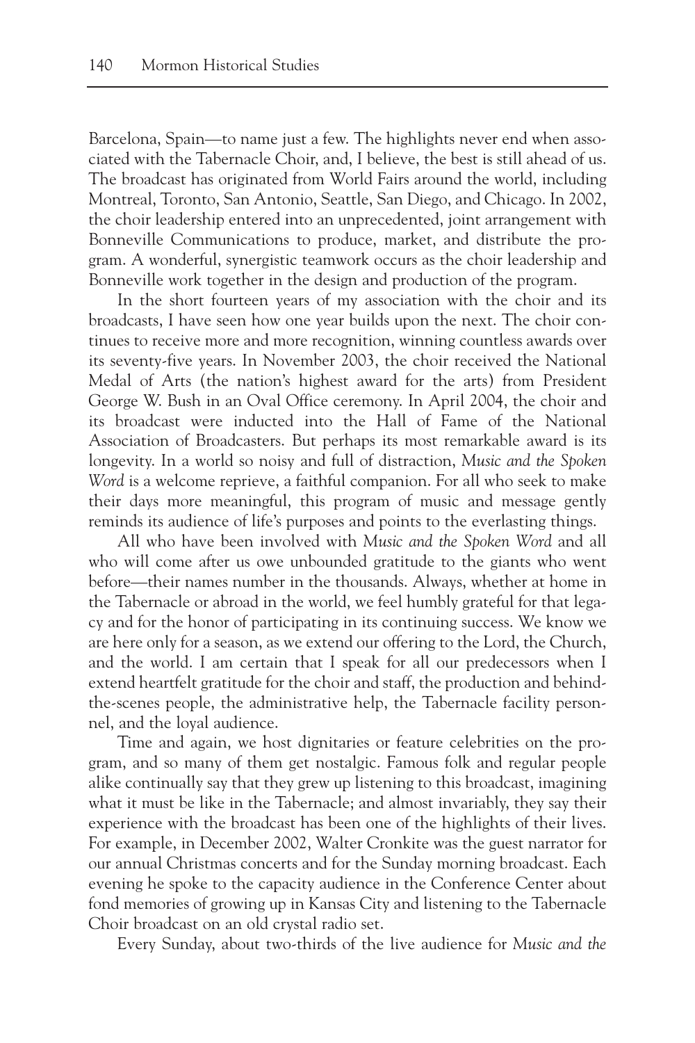Barcelona, Spain—to name just a few. The highlights never end when associated with the Tabernacle Choir, and, I believe, the best is still ahead of us. The broadcast has originated from World Fairs around the world, including Montreal, Toronto, San Antonio, Seattle, San Diego, and Chicago. In 2002, the choir leadership entered into an unprecedented, joint arrangement with Bonneville Communications to produce, market, and distribute the program. A wonderful, synergistic teamwork occurs as the choir leadership and Bonneville work together in the design and production of the program.

In the short fourteen years of my association with the choir and its broadcasts, I have seen how one year builds upon the next. The choir continues to receive more and more recognition, winning countless awards over its seventy-five years. In November 2003, the choir received the National Medal of Arts (the nation's highest award for the arts) from President George W. Bush in an Oval Office ceremony. In April 2004, the choir and its broadcast were inducted into the Hall of Fame of the National Association of Broadcasters. But perhaps its most remarkable award is its longevity. In a world so noisy and full of distraction, *Music and the Spoken Word* is a welcome reprieve, a faithful companion. For all who seek to make their days more meaningful, this program of music and message gently reminds its audience of life's purposes and points to the everlasting things.

All who have been involved with *Music and the Spoken Word* and all who will come after us owe unbounded gratitude to the giants who went before—their names number in the thousands. Always, whether at home in the Tabernacle or abroad in the world, we feel humbly grateful for that legacy and for the honor of participating in its continuing success. We know we are here only for a season, as we extend our offering to the Lord, the Church, and the world. I am certain that I speak for all our predecessors when I extend heartfelt gratitude for the choir and staff, the production and behind-the-scenes people, the administrative help, the Tabernacle facility personnel, and the loyal audience.

Time and again, we host dignitaries or feature celebrities on the program, and so many of them get nostalgic. Famous folk and regular people alike continually say that they grew up listening to this broadcast, imagining what it must be like in the Tabernacle; and almost invariably, they say their experience with the broadcast has been one of the highlights of their lives. For example, in December 2002, Walter Cronkite was the guest narrator for our annual Christmas concerts and for the Sunday morning broadcast. Each evening he spoke to the capacity audience in the Conference Center about fond memories of growing up in Kansas City and listening to the Tabernacle Choir broadcast on an old crystal radio set.

Every Sunday, about two-thirds of the live audience for *Music and the*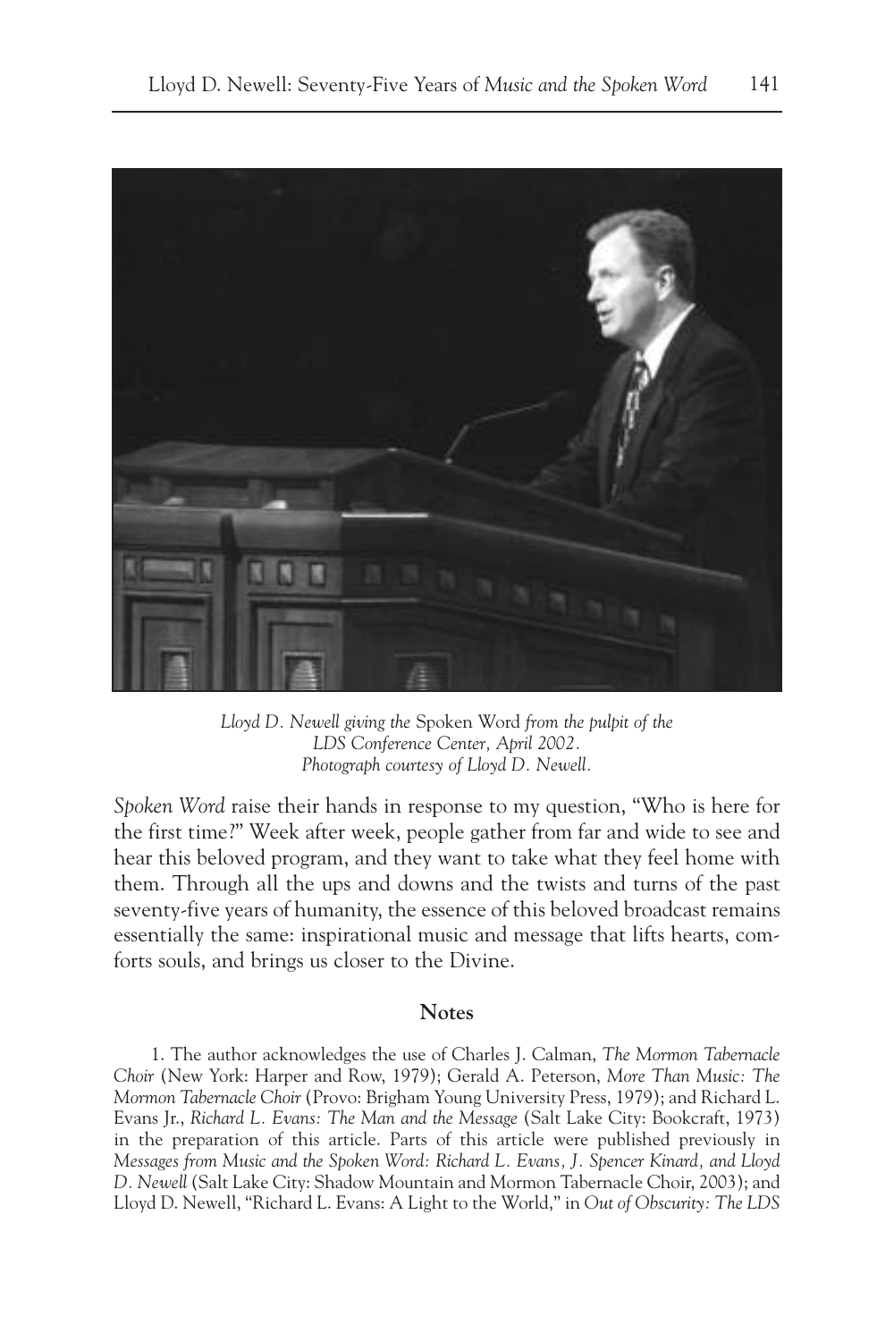*Lloyd D. Newell giving the* Spoken Word *from the pulpit of the LDS Conference Center, April 2002. Photograph courtesy of Lloyd D. Newell.*

*Spoken Word* raise their hands in response to my question, "Who is here for the first time?" Week after week, people gather from far and wide to see and hear this beloved program, and they want to take what they feel home with them. Through all the ups and downs and the twists and turns of the past seventy-five years of humanity, the essence of this beloved broadcast remains essentially the same: inspirational music and message that lifts hearts, comforts souls, and brings us closer to the Divine.

## Notes

1. The author acknowledges the use of Charles J. Calman, *The Mormon Tabernacle Choir* (New York: Harper and Row, 1979); Gerald A. Peterson, *More Than Music: The Mormon Tabernacle Choir* (Provo: Brigham Young University Press, 1979); and Richard L. Evans Jr., *Richard L. Evans: The Man and the Message* (Salt Lake City: Bookcraft, 1973) in the preparation of this article. Parts of this article were published previously in *Messages from Music and the Spoken Word: Richard L. Evans, J. Spencer Kinard, and Lloyd D. Newell* (Salt Lake City: Shadow Mountain and Mormon Tabernacle Choir, 2003); and Lloyd D. Newell, "Richard L. Evans: A Light to the World," in *Out of Obscurity: The LDS*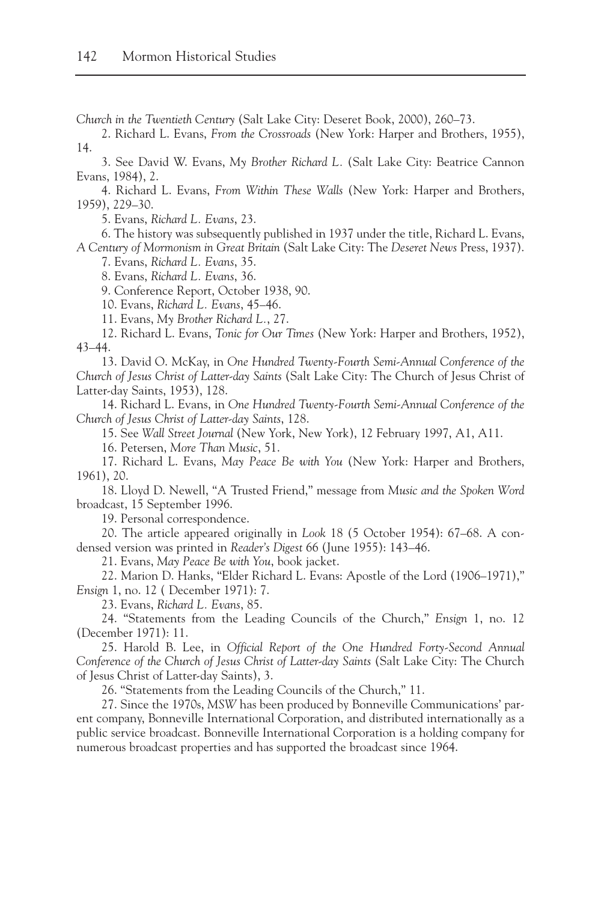*Church in the Twentieth Century* (Salt Lake City: Deseret Book, 2000), 260–73.

2. Richard L. Evans, *From the Crossroads* (New York: Harper and Brothers, 1955), 14.

3. See David W. Evans, *My Brother Richard L.* (Salt Lake City: Beatrice Cannon Evans, 1984), 2.

4. Richard L. Evans, *From Within These Walls* (New York: Harper and Brothers, 1959), 229–30.

5. Evans, *Richard L. Evans*, 23.

6. The history was subsequently published in 1937 under the title, Richard L. Evans, *A Century of Mormonism in Great Britain* (Salt Lake City: The *Deseret News* Press, 1937).

7. Evans, *Richard L. Evans*, 35.

8. Evans, *Richard L. Evans*, 36.

9. Conference Report, October 1938, 90.

10. Evans, *Richard L. Evans*, 45–46.

11. Evans, *My Brother Richard L.*, 27.

12. Richard L. Evans, *Tonic for Our Times* (New York: Harper and Brothers, 1952), 43–44.

13. David O. McKay, in *One Hundred Twenty-Fourth Semi-Annual Conference of the Church of Jesus Christ of Latter-day Saints* (Salt Lake City: The Church of Jesus Christ of Latter-day Saints, 1953), 128.

14. Richard L. Evans, in *One Hundred Twenty-Fourth Semi-Annual Conference of the Church of Jesus Christ of Latter-day Saints*, 128.

15. See *Wall Street Journal* (New York, New York), 12 February 1997, A1, A11.

16. Petersen, *More Than Music*, 51.

17. Richard L. Evans, *May Peace Be with You* (New York: Harper and Brothers, 1961), 20.

18. Lloyd D. Newell, "A Trusted Friend," message from *Music and the Spoken Word* broadcast, 15 September 1996.

19. Personal correspondence.

20. The article appeared originally in *Look* 18 (5 October 1954): 67–68. A condensed version was printed in *Reader's Digest* 66 (June 1955): 143–46.

21. Evans, *May Peace Be with You*, book jacket.

22. Marion D. Hanks, "Elder Richard L. Evans: Apostle of the Lord (1906–1971)," *Ensign* 1, no. 12 ( December 1971): 7.

23. Evans, *Richard L. Evans*, 85.

24. "Statements from the Leading Councils of the Church," *Ensign* 1, no. 12 (December 1971): 11.

25. Harold B. Lee, in *Official Report of the One Hundred Forty-Second Annual Conference of the Church of Jesus Christ of Latter-day Saints* (Salt Lake City: The Church of Jesus Christ of Latter-day Saints), 3.

26. "Statements from the Leading Councils of the Church," 11.

27. Since the 1970s, *MSW* has been produced by Bonneville Communications' parent company, Bonneville International Corporation, and distributed internationally as a public service broadcast. Bonneville International Corporation is a holding company for numerous broadcast properties and has supported the broadcast since 1964.